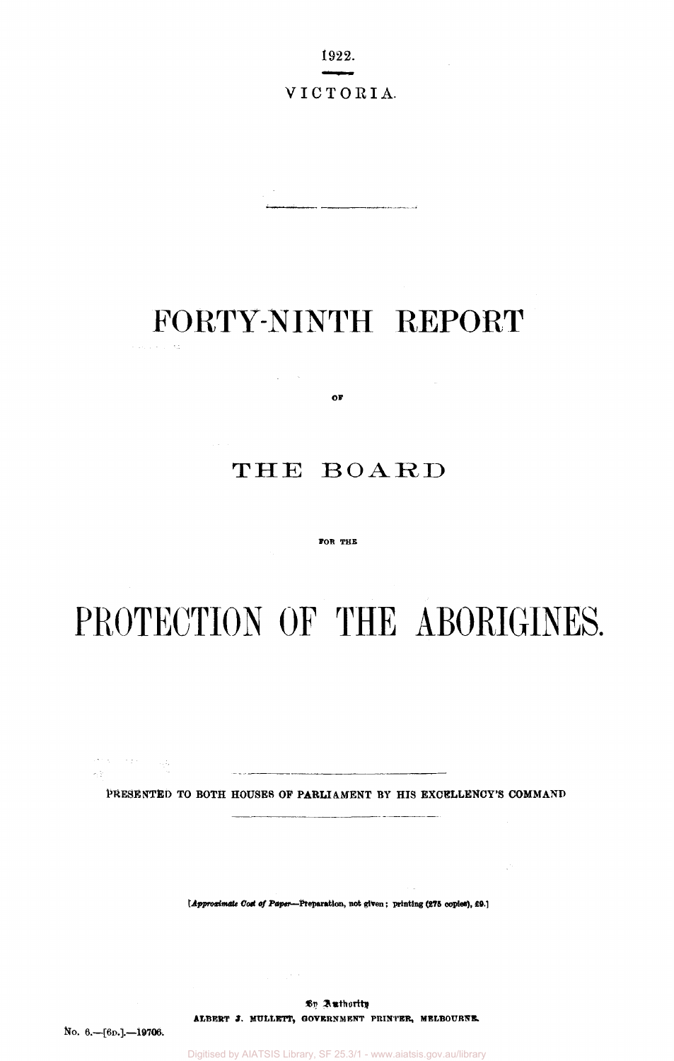1922.

VICTORIA.

# FORTY-NINTH REPORT

OF

## THE BOARD

FOR THE

# PROTECTION OF THE ABORIGINES.

PRESENTED TO BOTH HOUSES OF PARLIAMENT BY HIS EXCELLENCY'S COMMAND

[*Approximate Cost of Paper*—Preparation, not given; printing (275 copies), £9.]

By Authority
ALBERT J. MULLETT, GOVERNMENT PRINTER, MELBOURNE.

No. 6.—[6D.].—19706.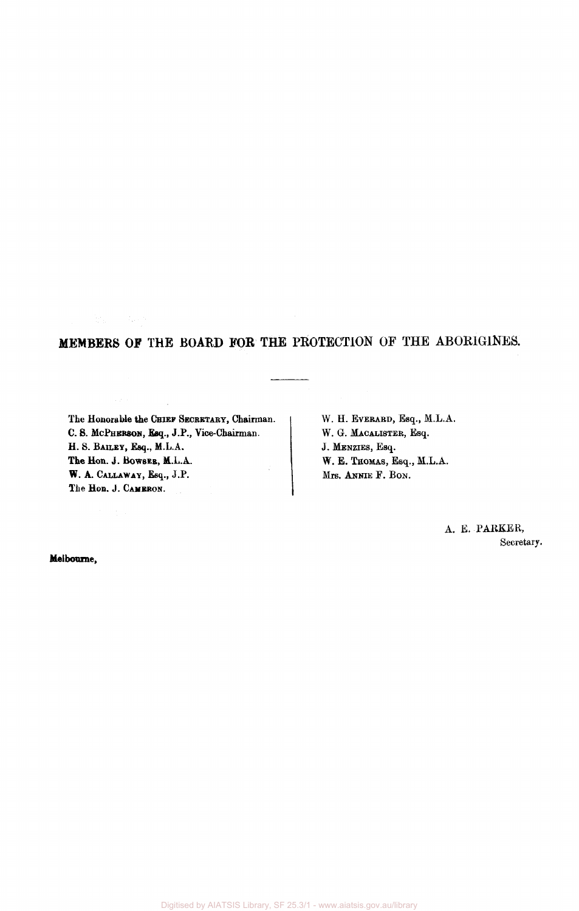## MEMBERS OF THE BOARD FOR THE PROTECTION OF THE ABORIGINES.

---

The Honorable the CHIEF SECRETARY, Chairman.
C. S. MCPHERSON, Esq., J.P., Vice-Chairman.
H. S. BAILEY, Esq., M.L.A.
The Hon. J. BOWSER, M.L.A.
W. A. CALLAWAY, Esq., J.P.
The Hon. J. CAMERON.

W. H. EVERARD, Esq., M.L.A.
W. G. MACALISTER, Esq.
J. MENZIES, Esq.
W. E. THOMAS, Esq., M.L.A.
Mrs. ANNIE F. BON.

A. E. PARKER,
Secretary.

Melbourne,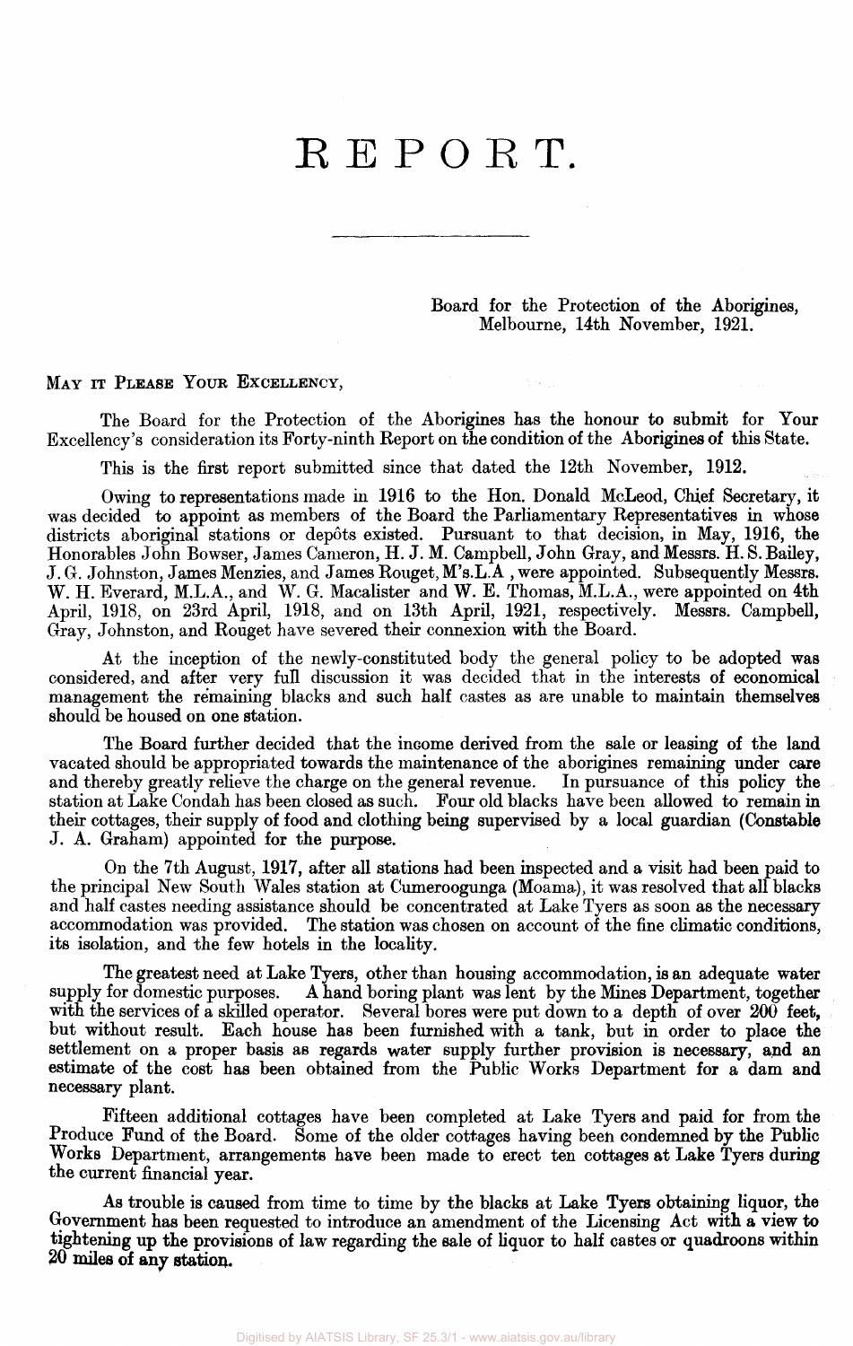// REPORT.

Board for the Protection of the Aborigines,
Melbourne, 14th November, 1921.

MAY IT PLEASE YOUR EXCELLENCY,

The Board for the Protection of the Aborigines has the honour to submit for Your Excellency's consideration its Forty-ninth Report on the condition of the Aborigines of this State.

This is the first report submitted since that dated the 12th November, 1912.

Owing to representations made in 1916 to the Hon. Donald McLeod, Chief Secretary, it was decided to appoint as members of the Board the Parliamentary Representatives in whose districts aboriginal stations or depôts existed. Pursuant to that decision, in May, 1916, the Honorables John Bowser, James Cameron, H. J. M. Campbell, John Gray, and Messrs. H. S. Bailey, J. G. Johnston, James Menzies, and James Rouget, M's.L.A , were appointed. Subsequently Messrs. W. H. Everard, M.L.A., and W. G. Macalister and W. E. Thomas, M.L.A., were appointed on 4th April, 1918, on 23rd April, 1918, and on 13th April, 1921, respectively. Messrs. Campbell, Gray, Johnston, and Rouget have severed their connexion with the Board.

At the inception of the newly-constituted body the general policy to be adopted was considered, and after very full discussion it was decided that in the interests of economical management the remaining blacks and such half castes as are unable to maintain themselves should be housed on one station.

The Board further decided that the income derived from the sale or leasing of the land vacated should be appropriated towards the maintenance of the aborigines remaining under care and thereby greatly relieve the charge on the general revenue. In pursuance of this policy the station at Lake Condah has been closed as such. Four old blacks have been allowed to remain in their cottages, their supply of food and clothing being supervised by a local guardian (Constable J. A. Graham) appointed for the purpose.

On the 7th August, 1917, after all stations had been inspected and a visit had been paid to the principal New South Wales station at Cumeroogunga (Moama), it was resolved that all blacks and half castes needing assistance should be concentrated at Lake Tyers as soon as the necessary accommodation was provided. The station was chosen on account of the fine climatic conditions, its isolation, and the few hotels in the locality.

The greatest need at Lake Tyers, other than housing accommodation, is an adequate water supply for domestic purposes. A hand boring plant was lent by the Mines Department, together with the services of a skilled operator. Several bores were put down to a depth of over 200 feet, but without result. Each house has been furnished with a tank, but in order to place the settlement on a proper basis as regards water supply further provision is necessary, and an estimate of the cost has been obtained from the Public Works Department for a dam and necessary plant.

Fifteen additional cottages have been completed at Lake Tyers and paid for from the Produce Fund of the Board. Some of the older cottages having been condemned by the Public Works Department, arrangements have been made to erect ten cottages at Lake Tyers during the current financial year.

As trouble is caused from time to time by the blacks at Lake Tyers obtaining liquor, the Government has been requested to introduce an amendment of the Licensing Act with a view to tightening up the provisions of law regarding the sale of liquor to half castes or quadroons within 20 miles of any station.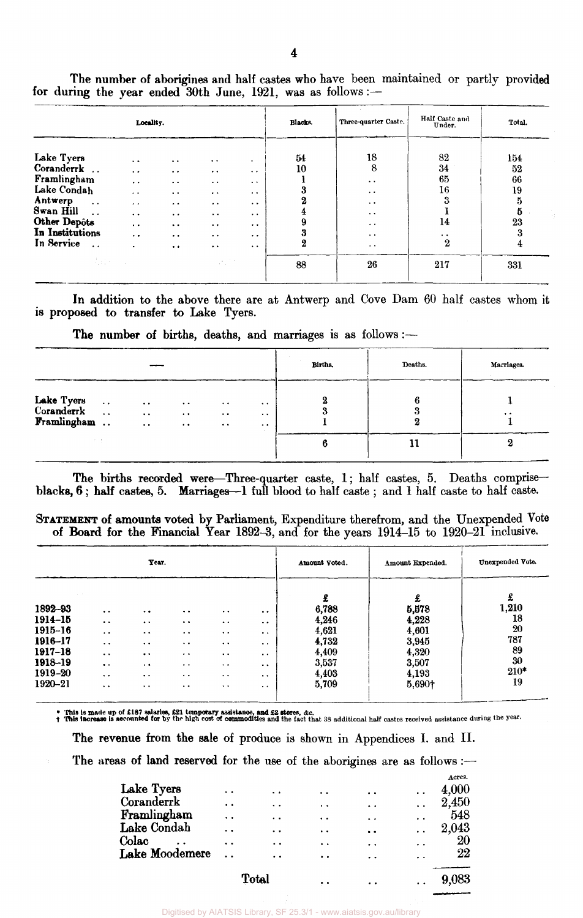The number of aborigines and half castes who have been maintained or partly provided for during the year ended 30th June, 1921, was as follows :—

| Locality. | Blacks. | Three-quarter Caste. | Half Caste and Under. | Total. |
|---|---|---|---|---|
| Lake Tyers | 54 | 18 | 82 | 154 |
| Coranderrk | 10 | 8 | 34 | 52 |
| Framlingham | 1 | .. | 65 | 66 |
| Lake Condah | 3 | .. | 16 | 19 |
| Antwerp | 2 | .. | 3 | 5 |
| Swan Hill | 4 | .. | 1 | 5 |
| Other Depôts | 9 | .. | 14 | 23 |
| In Institutions | 3 | .. | .. | 3 |
| In Service | 2 | .. | 2 | 4 |
| | 88 | 26 | 217 | 331 |

In addition to the above there are at Antwerp and Cove Dam 60 half castes whom it is proposed to transfer to Lake Tyers.

The number of births, deaths, and marriages is as follows :—

| — | Births. | Deaths. | Marriages. |
|---|---|---|---|
| Lake Tyers | 2 | 6 | 1 |
| Coranderrk | 3 | 3 | .. |
| Framlingham | 1 | 2 | 1 |
| | 6 | 11 | 2 |

The births recorded were—Three-quarter caste, 1; half castes, 5. Deaths comprise—blacks, 6; half castes, 5. Marriages—1 full blood to half caste; and 1 half caste to half caste.

**Statement of amounts voted by Parliament, Expenditure therefrom, and the Unexpended Vote of Board for the Financial Year 1892–3, and for the years 1914–15 to 1920–21 inclusive.**

| Year. | Amount Voted. | Amount Expended. | Unexpended Vote. |
|---|---|---|---|
| | £ | £ | £ |
| 1892–93 | 6,788 | 5,578 | 1,210 |
| 1914–15 | 4,246 | 4,228 | 18 |
| 1915–16 | 4,621 | 4,601 | 20 |
| 1916–17 | 4,732 | 3,945 | 787 |
| 1917–18 | 4,409 | 4,320 | 89 |
| 1918–19 | 3,537 | 3,507 | 30 |
| 1919–20 | 4,403 | 4,193 | 210* |
| 1920–21 | 5,709 | 5,690† | 19 |

\* This is made up of £187 salaries, £21 temporary assistance, and £2 stores, &c.
† This increase is accounted for by the high cost of commodities and the fact that 38 additional half castes received assistance during the year.

The revenue from the sale of produce is shown in Appendices I. and II.

The areas of land reserved for the use of the aborigines are as follows :—

| | Acres. |
|---|---|
| Lake Tyers | 4,000 |
| Coranderrk | 2,450 |
| Framlingham | 548 |
| Lake Condah | 2,043 |
| Colac | 20 |
| Lake Moodemere | 22 |
| Total | 9,083 |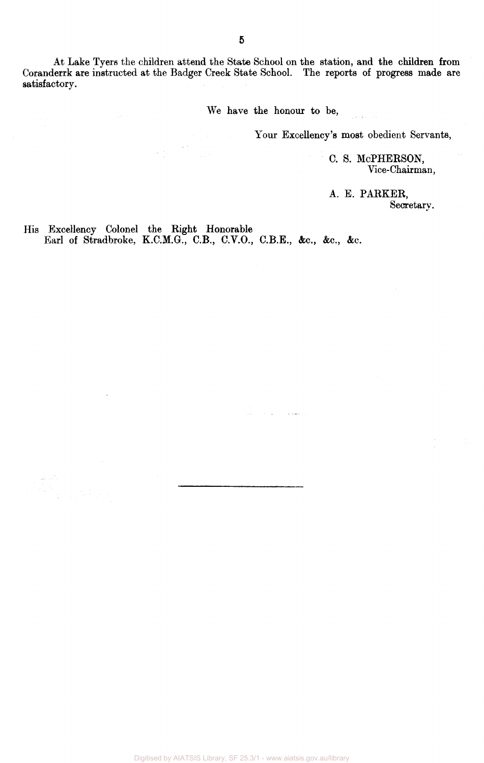At Lake Tyers the children attend the State School on the station, and the children from Coranderrk are instructed at the Badger Creek State School. The reports of progress made are satisfactory.

We have the honour to be,

Your Excellency's most obedient Servants,

C. S. McPHERSON,
Vice-Chairman,

A. E. PARKER,
Secretary.

His Excellency Colonel the Right Honorable
Earl of Stradbroke, K.C.M.G., C.B., C.V.O., C.B.E., &c., &c., &c.

---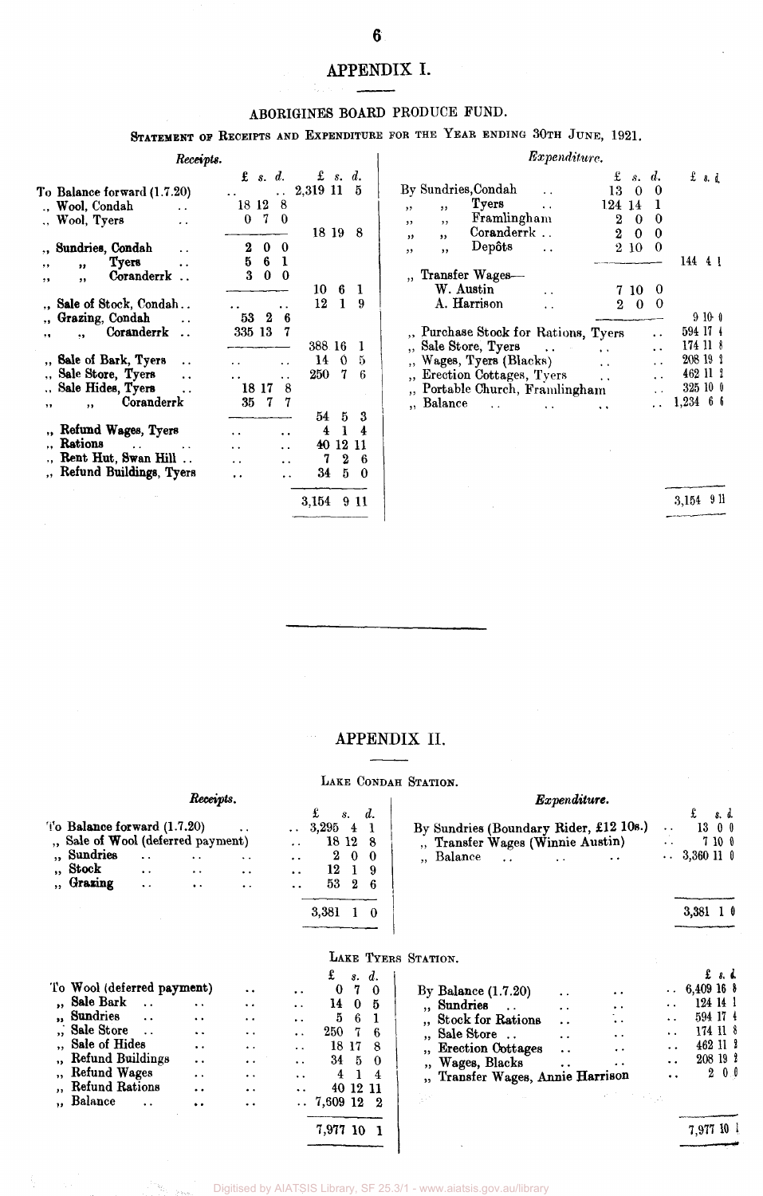# APPENDIX I.

## ABORIGINES BOARD PRODUCE FUND.

STATEMENT OF RECEIPTS AND EXPENDITURE FOR THE YEAR ENDING 30TH JUNE, 1921.

*Receipts.*

| | £ s. d. | £ s. d. |
|---|---|---|
| To Balance forward (1.7.20) | .. .. | 2,319 11 5 |
| ,, Wool, Condah .. | 18 12 8 | |
| ,, Wool, Tyers .. | 0 7 0 | |
| | | 18 19 8 |
| ,, Sundries, Condah .. | 2 0 0 | |
| ,, ,, Tyers .. | 5 6 1 | |
| ,, ,, Coranderrk .. | 3 0 0 | |
| | | 10 6 1 |
| ,, Sale of Stock, Condah .. | .. .. | 12 1 9 |
| ,, Grazing, Condah .. | 53 2 6 | |
| ,, ,, Coranderrk .. | 335 13 7 | |
| | | 388 16 1 |
| ,, Sale of Bark, Tyers .. | .. .. | 14 0 5 |
| ,, Sale Store, Tyers .. | .. .. | 250 7 6 |
| ,, Sale Hides, Tyers .. | 18 17 8 | |
| ,, ,, Coranderrk | 35 7 7 | |
| | | 54 5 3 |
| ,, Refund Wages, Tyers | .. .. | 4 1 4 |
| ,, Rations .. .. | .. .. | 40 12 11 |
| ,, Rent Hut, Swan Hill .. | .. .. | 7 2 6 |
| ,, Refund Buildings, Tyers | .. .. | 34 5 0 |
| | | 3,154 9 11 |

*Expenditure.*

| | £ s. d. | £ s. d. |
|---|---|---|
| By Sundries, Condah .. | 13 0 0 | |
| ,, ,, Tyers .. | 124 14 1 | |
| ,, ,, Framlingham | 2 0 0 | |
| ,, ,, Coranderrk .. | 2 0 0 | |
| ,, ,, Depôts .. | 2 10 0 | |
| | | 144 4 1 |
| ,, Transfer Wages— | | |
| W. Austin .. | 7 10 0 | |
| A. Harrison .. | 2 0 0 | |
| | | 9 10 0 |
| ,, Purchase Stock for Rations, Tyers | .. | 594 17 4 |
| ,, Sale Store, Tyers .. .. | .. | 174 11 8 |
| ,, Wages, Tyers (Blacks) .. | .. | 208 19 2 |
| ,, Erection Cottages, Tyers .. | .. | 462 11 2 |
| ,, Portable Church, Framlingham | .. | 325 10 0 |
| ,, Balance .. .. .. | .. | 1,234 6 6 |
| | | 3,154 9 11 |

# APPENDIX II.

## LAKE CONDAH STATION.

*Receipts.*

| | £ s. d. |
|---|---|
| To Balance forward (1.7.20) .. | .. 3,295 4 1 |
| ,, Sale of Wool (deferred payment) | .. 18 12 8 |
| ,, Sundries .. .. .. | .. 2 0 0 |
| ,, Stock .. .. .. | .. 12 1 9 |
| ,, Grazing .. .. .. | .. 53 2 6 |
| | 3,381 1 0 |

*Expenditure.*

| | £ s. d. |
|---|---|
| By Sundries (Boundary Rider, £12 10s.) | .. 13 0 0 |
| ,, Transfer Wages (Winnie Austin) | .. 7 10 0 |
| ,, Balance .. .. .. | .. 3,360 11 0 |
| | 3,381 1 0 |

## LAKE TYERS STATION.

| | £ s. d. |
|---|---|
| To Wool (deferred payment) .. | .. 0 7 0 |
| ,, Sale Bark .. .. .. | .. 14 0 5 |
| ,, Sundries .. .. .. | .. 5 6 1 |
| ,, Sale Store .. .. .. | .. 250 7 6 |
| ,, Sale of Hides .. .. | .. 18 17 8 |
| ,, Refund Buildings .. .. | .. 34 5 0 |
| ,, Refund Wages .. .. | .. 4 1 4 |
| ,, Refund Rations .. .. | .. 40 12 11 |
| ,, Balance .. .. .. | .. 7,609 12 2 |
| | 7,977 10 1 |

| | £ s. d. |
|---|---|
| By Balance (1.7.20) .. .. | .. 6,409 16 8 |
| ,, Sundries .. .. .. | .. 124 14 1 |
| ,, Stock for Rations .. .. | .. 594 17 4 |
| ,, Sale Store .. .. .. | .. 174 11 8 |
| ,, Erection Cottages .. .. | .. 462 11 2 |
| ,, Wages, Blacks .. .. | .. 208 19 2 |
| ,, Transfer Wages, Annie Harrison | .. 2 0 0 |
| | 7,977 10 1 |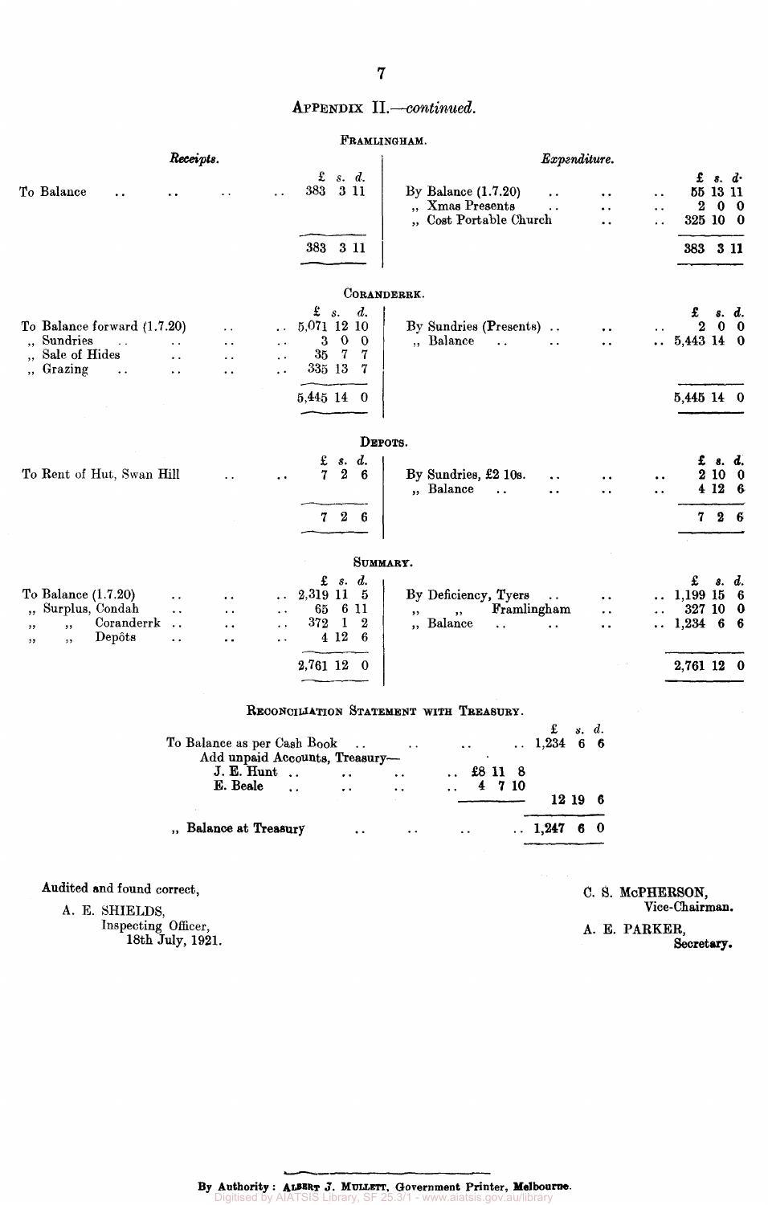APPENDIX II.—*continued.*

FRAMLINGHAM.

| *Receipts.* | £ s. d. | *Expenditure.* | £ s. d. |
|---|---|---|---|
| To Balance | 383 3 11 | By Balance (1.7.20) | 55 13 11 |
| | | ,, Xmas Presents | 2 0 0 |
| | | ,, Cost Portable Church | 325 10 0 |
| | 383 3 11 | | 383 3 11 |

CORANDERRK.

| | £ s. d. | | £ s. d. |
|---|---|---|---|
| To Balance forward (1.7.20) | 5,071 12 10 | By Sundries (Presents) | 2 0 0 |
| ,, Sundries | 3 0 0 | ,, Balance | 5,443 14 0 |
| ,, Sale of Hides | 35 7 7 | | |
| ,, Grazing | 335 13 7 | | |
| | 5,445 14 0 | | 5,445 14 0 |

DEPOTS.

| | £ s. d. | | £ s. d. |
|---|---|---|---|
| To Rent of Hut, Swan Hill | 7 2 6 | By Sundries, £2 10s. | 2 10 0 |
| | | ,, Balance | 4 12 6 |
| | 7 2 6 | | 7 2 6 |

SUMMARY.

| | £ s. d. | | £ s. d. |
|---|---|---|---|
| To Balance (1.7.20) | 2,319 11 5 | By Deficiency, Tyers | 1,199 15 6 |
| ,, Surplus, Condah | 65 6 11 | ,, ,, Framlingham | 327 10 0 |
| ,, ,, Coranderrk | 372 1 2 | ,, Balance | 1,234 6 6 |
| ,, ,, Depôts | 4 12 6 | | |
| | 2,761 12 0 | | 2,761 12 0 |

RECONCILIATION STATEMENT WITH TREASURY.

| | | £ s. d. |
|---|---|---|
| To Balance as per Cash Book | | 1,234 6 6 |
| Add unpaid Accounts, Treasury— | | |
| J. E. Hunt | £8 11 8 | |
| E. Beale | 4 7 10 | |
| | | 12 19 6 |
| ,, **Balance at Treasury** | | **1,247 6 0** |

Audited and found correct,

A. E. SHIELDS,
Inspecting Officer,
18th July, 1921.

C. S. McPHERSON,
Vice-Chairman.

A. E. PARKER,
Secretary.

By Authority: ALBERT J. MULLETT, Government Printer, Melbourne.